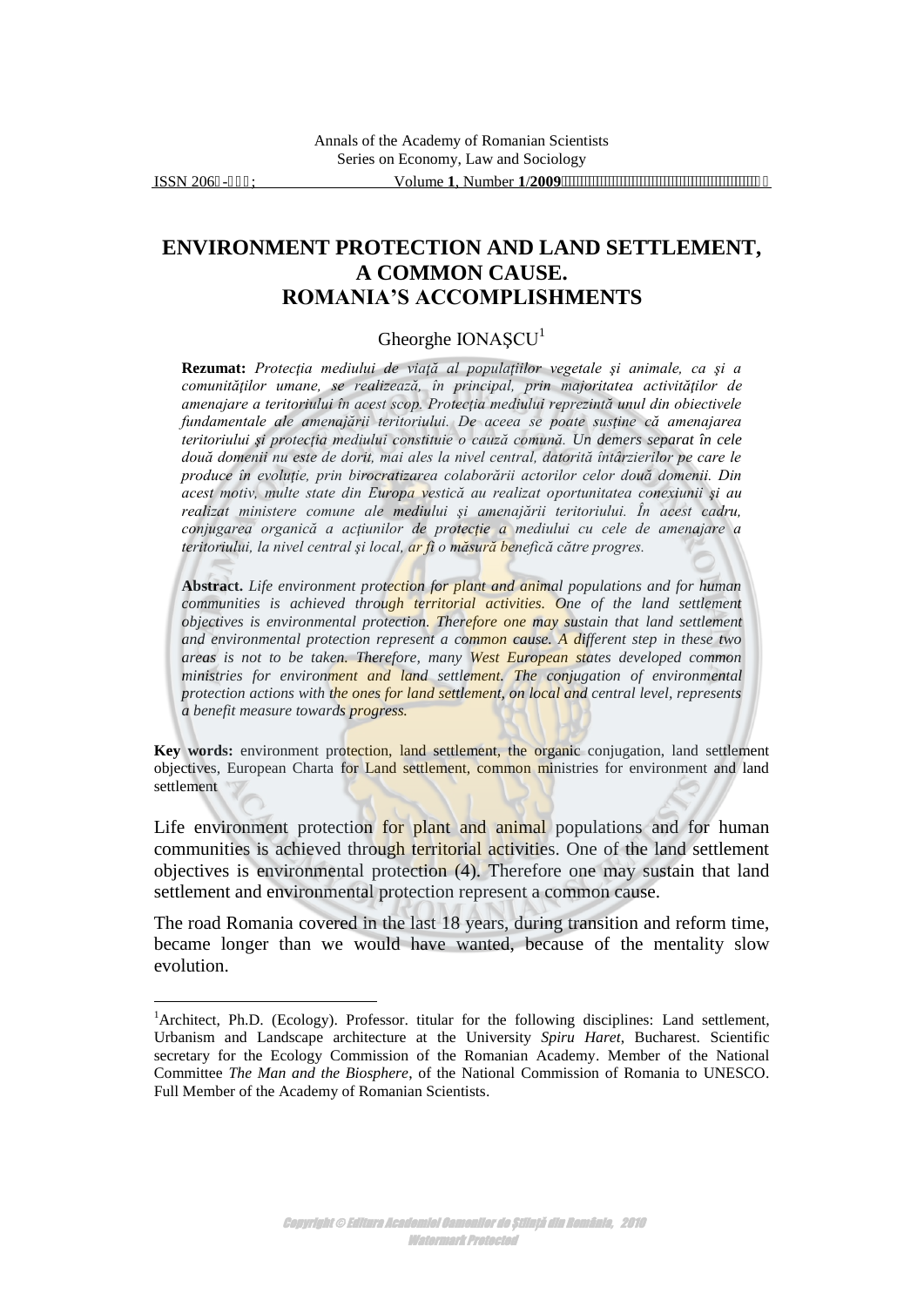# ENVIRONMENT PROTECTION AND LAND SETTLEMENT, A COMMON CAUSE. ROMANIA'S ACCOMPLISHMENTS

Gheorghe IONAŞCU[1]

**Rezumat:** *Protecţia mediului de viaţă al populaţiilor vegetale şi animale, ca şi a comunităţilor umane, se realizează, în principal, prin majoritatea activităţilor de amenajare a teritoriului în acest scop. Protecţia mediului reprezintă unul din obiectivele fundamentale ale amenajării teritoriului. De aceea se poate susţine că amenajarea teritoriului şi protecţia mediului constituie o cauză comună. Un demers separat în cele două domenii nu este de dorit, mai ales la nivel central, datorită întârzierilor pe care le produce în evoluţie, prin birocratizarea colaborării actorilor celor două domenii. Din acest motiv, multe state din Europa vestică au realizat oportunitatea conexiunii şi au realizat ministere comune ale mediului şi amenajării teritoriului. În acest cadru, conjugarea organică a acţiunilor de protecţie a mediului cu cele de amenajare a teritoriului, la nivel central şi local, ar fi o măsură benefică către progres.*

**Abstract.** *Life environment protection for plant and animal populations and for human communities is achieved through territorial activities. One of the land settlement objectives is environmental protection. Therefore one may sustain that land settlement and environmental protection represent a common cause. A different step in these two areas is not to be taken. Therefore, many West European states developed common ministries for environment and land settlement. The conjugation of environmental protection actions with the ones for land settlement, on local and central level, represents a benefit measure towards progress.*

**Key words:** environment protection, land settlement, the organic conjugation, land settlement objectives, European Charta for Land settlement, common ministries for environment and land settlement

Life environment protection for plant and animal populations and for human communities is achieved through territorial activities. One of the land settlement objectives is environmental protection (4). Therefore one may sustain that land settlement and environmental protection represent a common cause.

The road Romania covered in the last 18 years, during transition and reform time, became longer than we would have wanted, because of the mentality slow evolution.

---

[1]Architect, Ph.D. (Ecology). Professor. titular for the following disciplines: Land settlement, Urbanism and Landscape architecture at the University *Spiru Haret*, Bucharest. Scientific secretary for the Ecology Commission of the Romanian Academy. Member of the National Committee *The Man and the Biosphere*, of the National Commission of Romania to UNESCO. Full Member of the Academy of Romanian Scientists.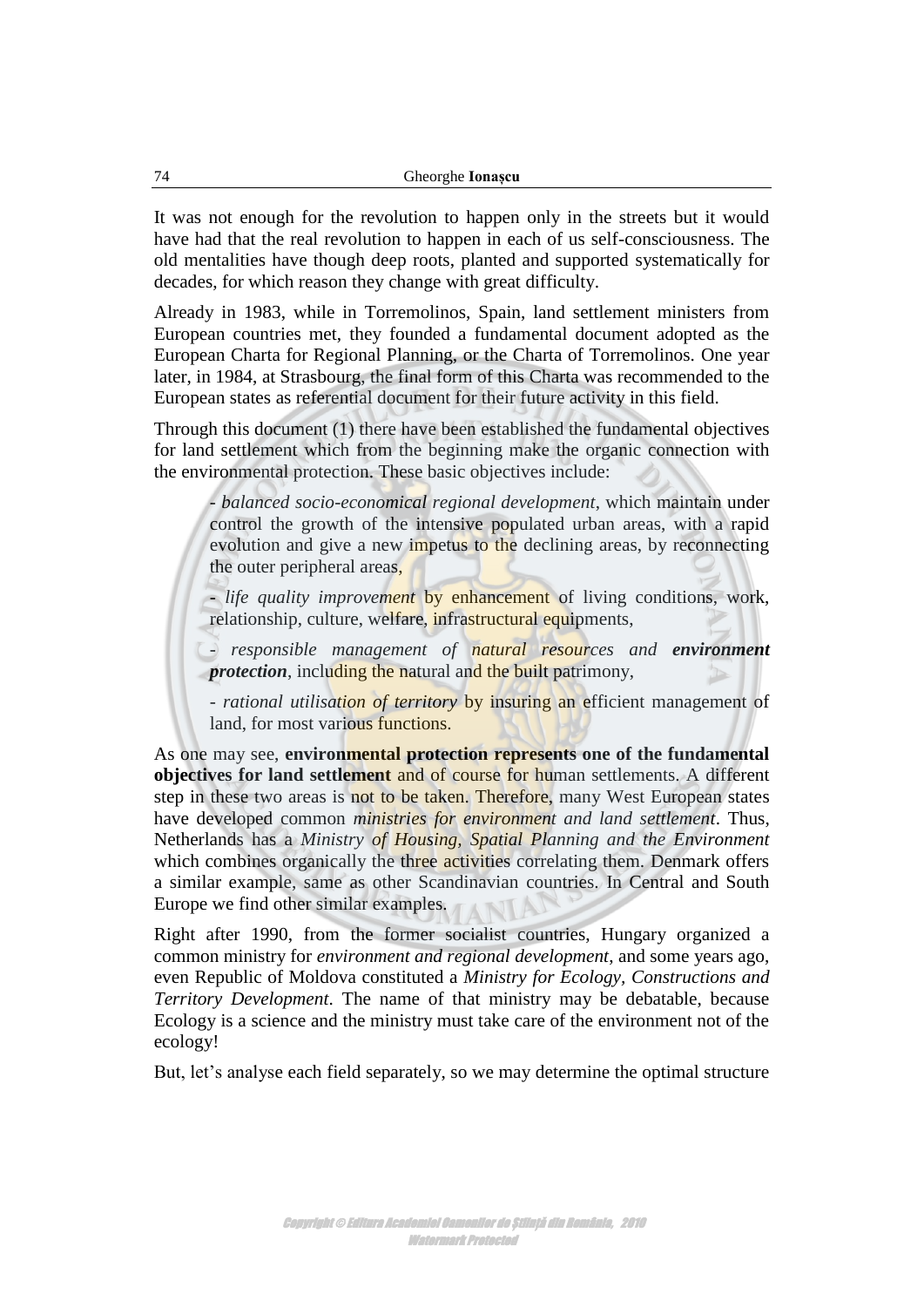It was not enough for the revolution to happen only in the streets but it would have had that the real revolution to happen in each of us self-consciousness. The old mentalities have though deep roots, planted and supported systematically for decades, for which reason they change with great difficulty.

Already in 1983, while in Torremolinos, Spain, land settlement ministers from European countries met, they founded a fundamental document adopted as the European Charta for Regional Planning, or the Charta of Torremolinos. One year later, in 1984, at Strasbourg, the final form of this Charta was recommended to the European states as referential document for their future activity in this field.

Through this document (1) there have been established the fundamental objectives for land settlement which from the beginning make the organic connection with the environmental protection. These basic objectives include:

- *balanced socio-economical regional development*, which maintain under control the growth of the intensive populated urban areas, with a rapid evolution and give a new impetus to the declining areas, by reconnecting the outer peripheral areas,

- *life quality improvement* by enhancement of living conditions, work, relationship, culture, welfare, infrastructural equipments,

- *responsible management of natural resources and **environment protection***, including the natural and the built patrimony,

- *rational utilisation of territory* by insuring an efficient management of land, for most various functions.

As one may see, **environmental protection represents one of the fundamental objectives for land settlement** and of course for human settlements. A different step in these two areas is not to be taken. Therefore, many West European states have developed common *ministries for environment and land settlement*. Thus, Netherlands has a *Ministry of Housing, Spatial Planning and the Environment* which combines organically the three activities correlating them. Denmark offers a similar example, same as other Scandinavian countries. In Central and South Europe we find other similar examples.

Right after 1990, from the former socialist countries, Hungary organized a common ministry for *environment and regional development*, and some years ago, even Republic of Moldova constituted a *Ministry for Ecology, Constructions and Territory Development*. The name of that ministry may be debatable, because Ecology is a science and the ministry must take care of the environment not of the ecology!

But, let's analyse each field separately, so we may determine the optimal structure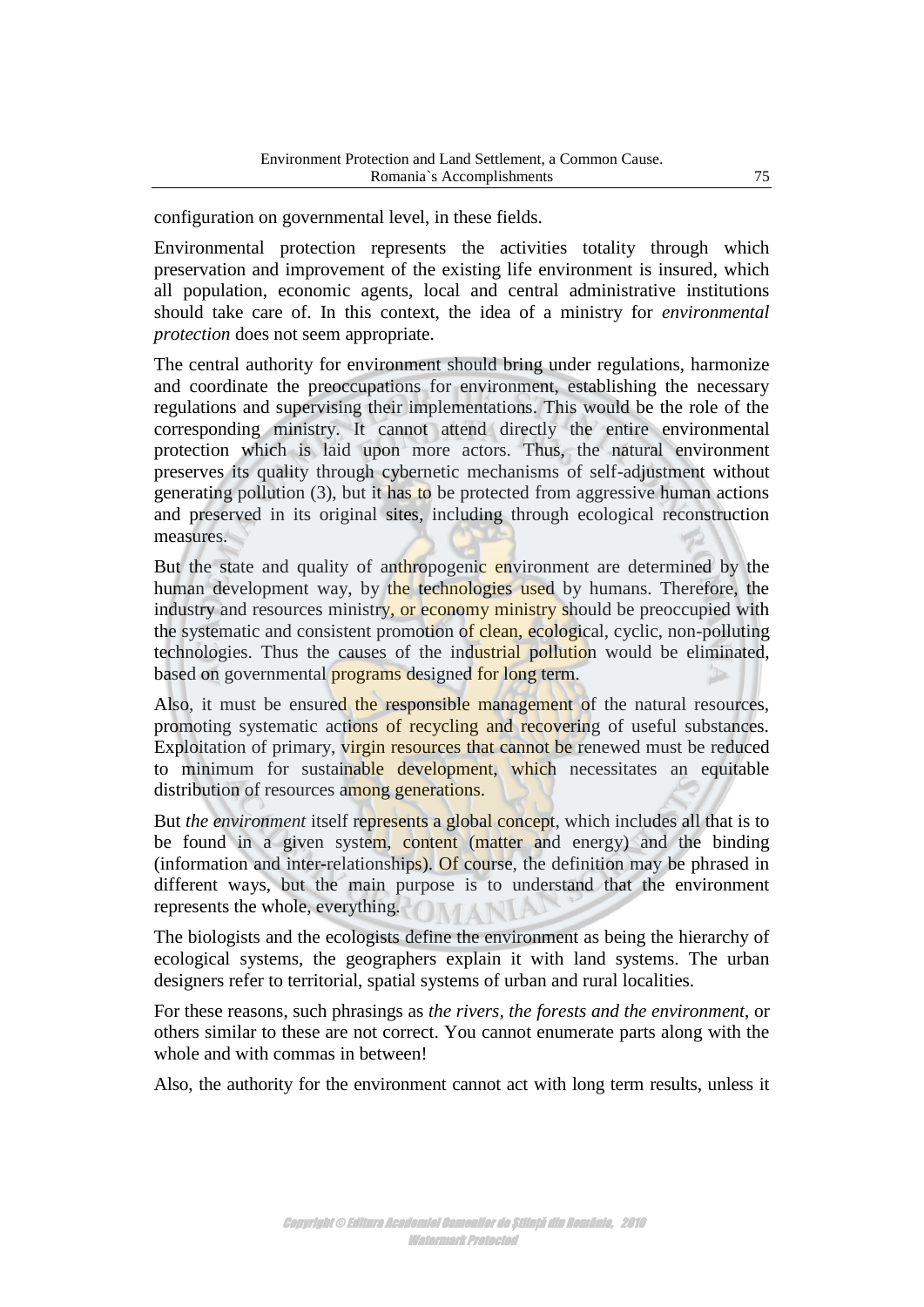configuration on governmental level, in these fields.

Environmental protection represents the activities totality through which preservation and improvement of the existing life environment is insured, which all population, economic agents, local and central administrative institutions should take care of. In this context, the idea of a ministry for *environmental protection* does not seem appropriate.

The central authority for environment should bring under regulations, harmonize and coordinate the preoccupations for environment, establishing the necessary regulations and supervising their implementations. This would be the role of the corresponding ministry. It cannot attend directly the entire environmental protection which is laid upon more actors. Thus, the natural environment preserves its quality through cybernetic mechanisms of self-adjustment without generating pollution (3), but it has to be protected from aggressive human actions and preserved in its original sites, including through ecological reconstruction measures.

But the state and quality of anthropogenic environment are determined by the human development way, by the technologies used by humans. Therefore, the industry and resources ministry, or economy ministry should be preoccupied with the systematic and consistent promotion of clean, ecological, cyclic, non-polluting technologies. Thus the causes of the industrial pollution would be eliminated, based on governmental programs designed for long term.

Also, it must be ensured the responsible management of the natural resources, promoting systematic actions of recycling and recovering of useful substances. Exploitation of primary, virgin resources that cannot be renewed must be reduced to minimum for sustainable development, which necessitates an equitable distribution of resources among generations.

But *the environment* itself represents a global concept, which includes all that is to be found in a given system, content (matter and energy) and the binding (information and inter-relationships). Of course, the definition may be phrased in different ways, but the main purpose is to understand that the environment represents the whole, everything.

The biologists and the ecologists define the environment as being the hierarchy of ecological systems, the geographers explain it with land systems. The urban designers refer to territorial, spatial systems of urban and rural localities.

For these reasons, such phrasings as *the rivers*, *the forests and the environment*, or others similar to these are not correct. You cannot enumerate parts along with the whole and with commas in between!

Also, the authority for the environment cannot act with long term results, unless it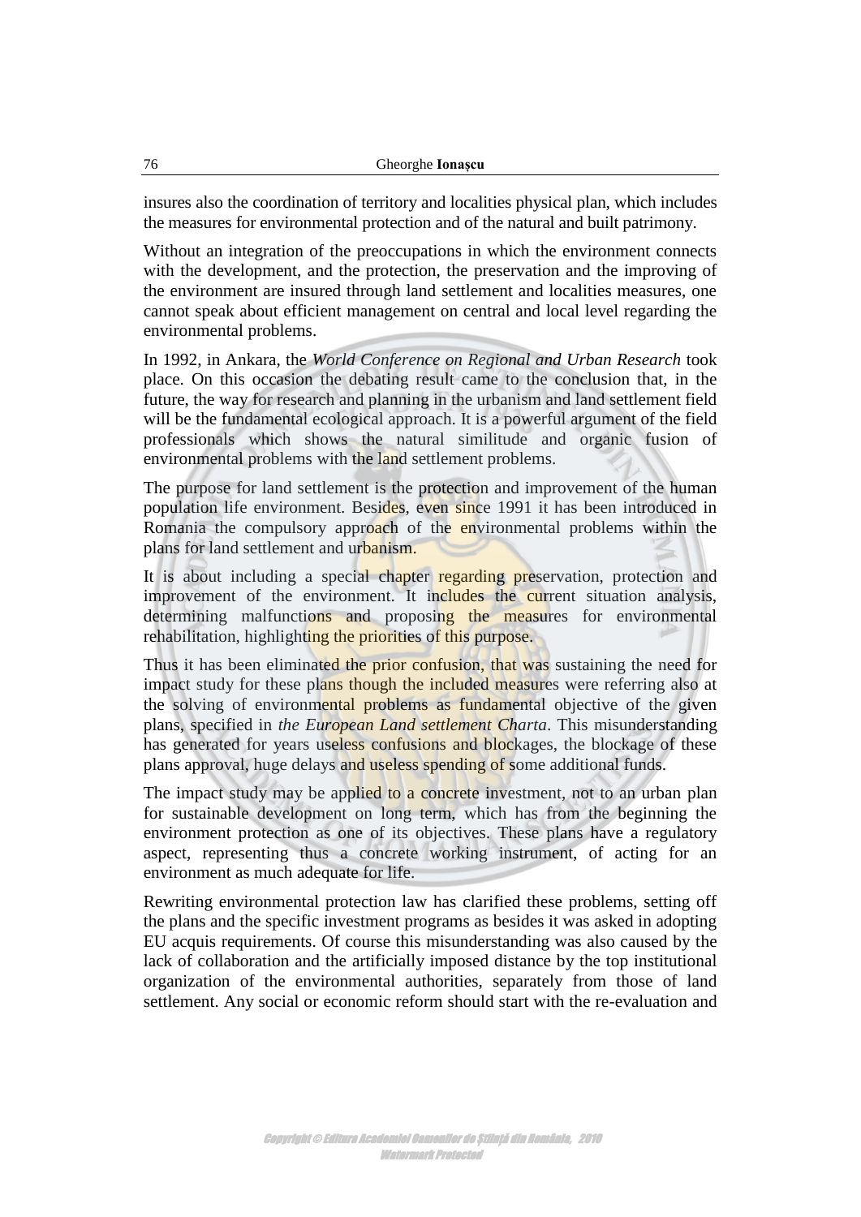insures also the coordination of territory and localities physical plan, which includes the measures for environmental protection and of the natural and built patrimony.

Without an integration of the preoccupations in which the environment connects with the development, and the protection, the preservation and the improving of the environment are insured through land settlement and localities measures, one cannot speak about efficient management on central and local level regarding the environmental problems.

In 1992, in Ankara, the *World Conference on Regional and Urban Research* took place. On this occasion the debating result came to the conclusion that, in the future, the way for research and planning in the urbanism and land settlement field will be the fundamental ecological approach. It is a powerful argument of the field professionals which shows the natural similitude and organic fusion of environmental problems with the land settlement problems.

The purpose for land settlement is the protection and improvement of the human population life environment. Besides, even since 1991 it has been introduced in Romania the compulsory approach of the environmental problems within the plans for land settlement and urbanism.

It is about including a special chapter regarding preservation, protection and improvement of the environment. It includes the current situation analysis, determining malfunctions and proposing the measures for environmental rehabilitation, highlighting the priorities of this purpose.

Thus it has been eliminated the prior confusion, that was sustaining the need for impact study for these plans though the included measures were referring also at the solving of environmental problems as fundamental objective of the given plans, specified in *the European Land settlement Charta*. This misunderstanding has generated for years useless confusions and blockages, the blockage of these plans approval, huge delays and useless spending of some additional funds.

The impact study may be applied to a concrete investment, not to an urban plan for sustainable development on long term, which has from the beginning the environment protection as one of its objectives. These plans have a regulatory aspect, representing thus a concrete working instrument, of acting for an environment as much adequate for life.

Rewriting environmental protection law has clarified these problems, setting off the plans and the specific investment programs as besides it was asked in adopting EU acquis requirements. Of course this misunderstanding was also caused by the lack of collaboration and the artificially imposed distance by the top institutional organization of the environmental authorities, separately from those of land settlement. Any social or economic reform should start with the re-evaluation and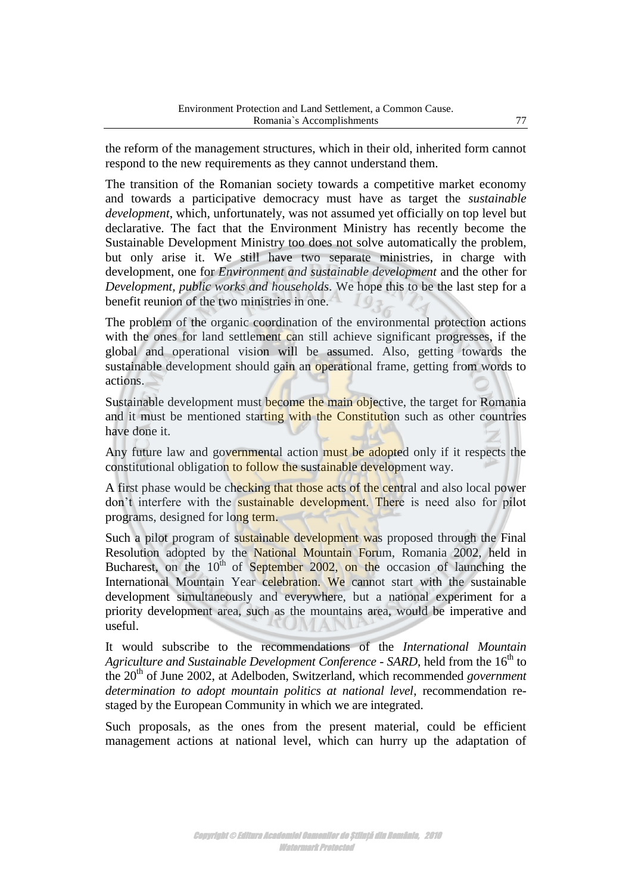the reform of the management structures, which in their old, inherited form cannot respond to the new requirements as they cannot understand them.

The transition of the Romanian society towards a competitive market economy and towards a participative democracy must have as target the *sustainable development*, which, unfortunately, was not assumed yet officially on top level but declarative. The fact that the Environment Ministry has recently become the Sustainable Development Ministry too does not solve automatically the problem, but only arise it. We still have two separate ministries, in charge with development, one for *Environment and sustainable development* and the other for *Development, public works and households*. We hope this to be the last step for a benefit reunion of the two ministries in one.

The problem of the organic coordination of the environmental protection actions with the ones for land settlement can still achieve significant progresses, if the global and operational vision will be assumed. Also, getting towards the sustainable development should gain an operational frame, getting from words to actions.

Sustainable development must become the main objective, the target for Romania and it must be mentioned starting with the Constitution such as other countries have done it.

Any future law and governmental action must be adopted only if it respects the constitutional obligation to follow the sustainable development way.

A first phase would be checking that those acts of the central and also local power don't interfere with the sustainable development. There is need also for pilot programs, designed for long term.

Such a pilot program of sustainable development was proposed through the Final Resolution adopted by the National Mountain Forum, Romania 2002, held in Bucharest, on the 10th of September 2002, on the occasion of launching the International Mountain Year celebration. We cannot start with the sustainable development simultaneously and everywhere, but a national experiment for a priority development area, such as the mountains area, would be imperative and useful.

It would subscribe to the recommendations of the *International Mountain Agriculture and Sustainable Development Conference - SARD*, held from the 16th to the 20th of June 2002, at Adelboden, Switzerland, which recommended *government determination to adopt mountain politics at national level*, recommendation re-staged by the European Community in which we are integrated.

Such proposals, as the ones from the present material, could be efficient management actions at national level, which can hurry up the adaptation of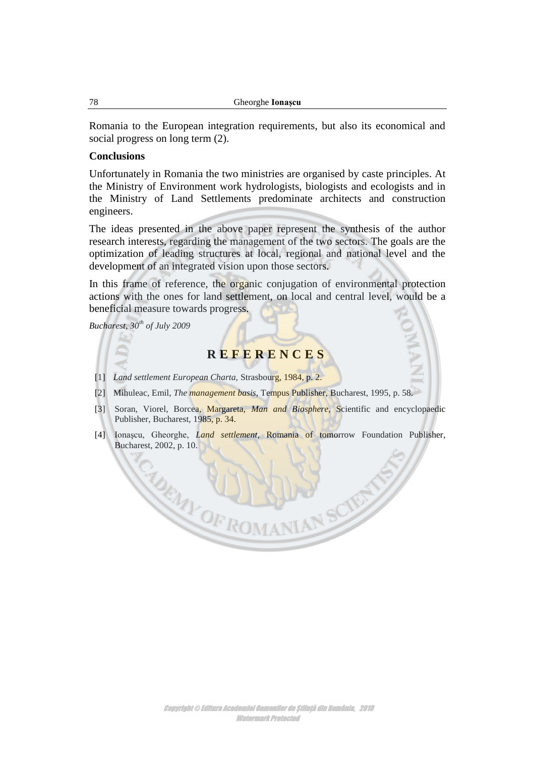Romania to the European integration requirements, but also its economical and social progress on long term (2).

## Conclusions

Unfortunately in Romania the two ministries are organised by caste principles. At the Ministry of Environment work hydrologists, biologists and ecologists and in the Ministry of Land Settlements predominate architects and construction engineers.

The ideas presented in the above paper represent the synthesis of the author research interests, regarding the management of the two sectors. The goals are the optimization of leading structures at local, regional and national level and the development of an integrated vision upon those sectors.

In this frame of reference, the organic conjugation of environmental protection actions with the ones for land settlement, on local and central level, would be a beneficial measure towards progress.

*Bucharest, 30th of July 2009*

## REFERENCES

[1] *Land settlement European Charta,* Strasbourg, 1984, p. 2.

[2] Mihuleac, Emil, *The management basis*, Tempus Publisher, Bucharest, 1995, p. 58.

[3] Soran, Viorel, Borcea, Margareta, *Man and Biosphere*, Scientific and encyclopaedic Publisher, Bucharest, 1985, p. 34.

[4] Ionaşcu, Gheorghe, *Land settlement,* Romania of tomorrow Foundation Publisher, Bucharest, 2002, p. 10.